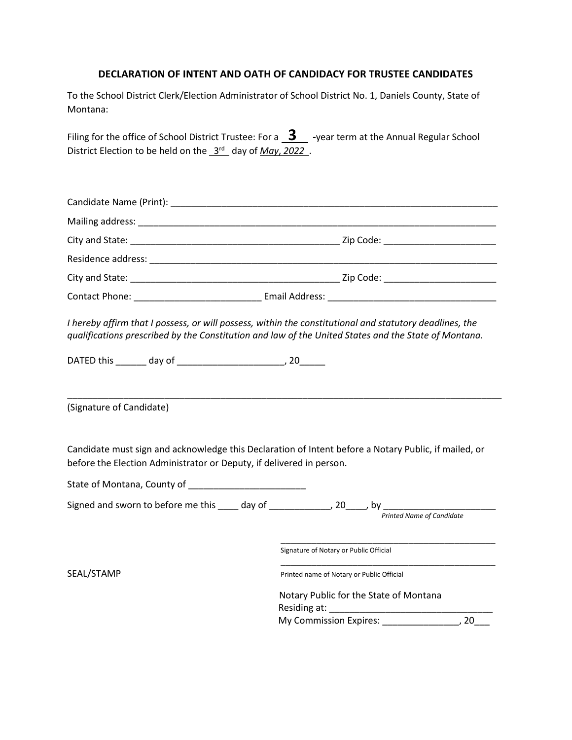## DECLARATION OF INTENT AND OATH OF CANDIDACY FOR TRUSTEE CANDIDATES

To the School District Clerk/Election Administrator of School District No. 1, Daniels County, State of Montana:

Filing for the office of School District Trustee: For a **3** -year term at the Annual Regular School District Election to be held on the 3rd day of *May, 2022*.

Candidate Name (Print): ______________________________________________

Mailing address: ______________________________________________

City and State: ______________________________ Zip Code: ________________

Residence address: ______________________________________________

City and State: ______________________________ Zip Code: ________________

Contact Phone: ____________________ Email Address: __________________________

*I hereby affirm that I possess, or will possess, within the constitutional and statutory deadlines, the qualifications prescribed by the Constitution and law of the United States and the State of Montana.*

DATED this ______ day of ____________________, 20_____

______________________________________________

(Signature of Candidate)

Candidate must sign and acknowledge this Declaration of Intent before a Notary Public, if mailed, or before the Election Administrator or Deputy, if delivered in person.

State of Montana, County of ______________________

Signed and sworn to before me this ____ day of ____________, 20____, by ______________________
*Printed Name of Candidate*

______________________________________________
Signature of Notary or Public Official

SEAL/STAMP

______________________________________________
Printed name of Notary or Public Official

Notary Public for the State of Montana
Residing at: ______________________________
My Commission Expires: _______________, 20___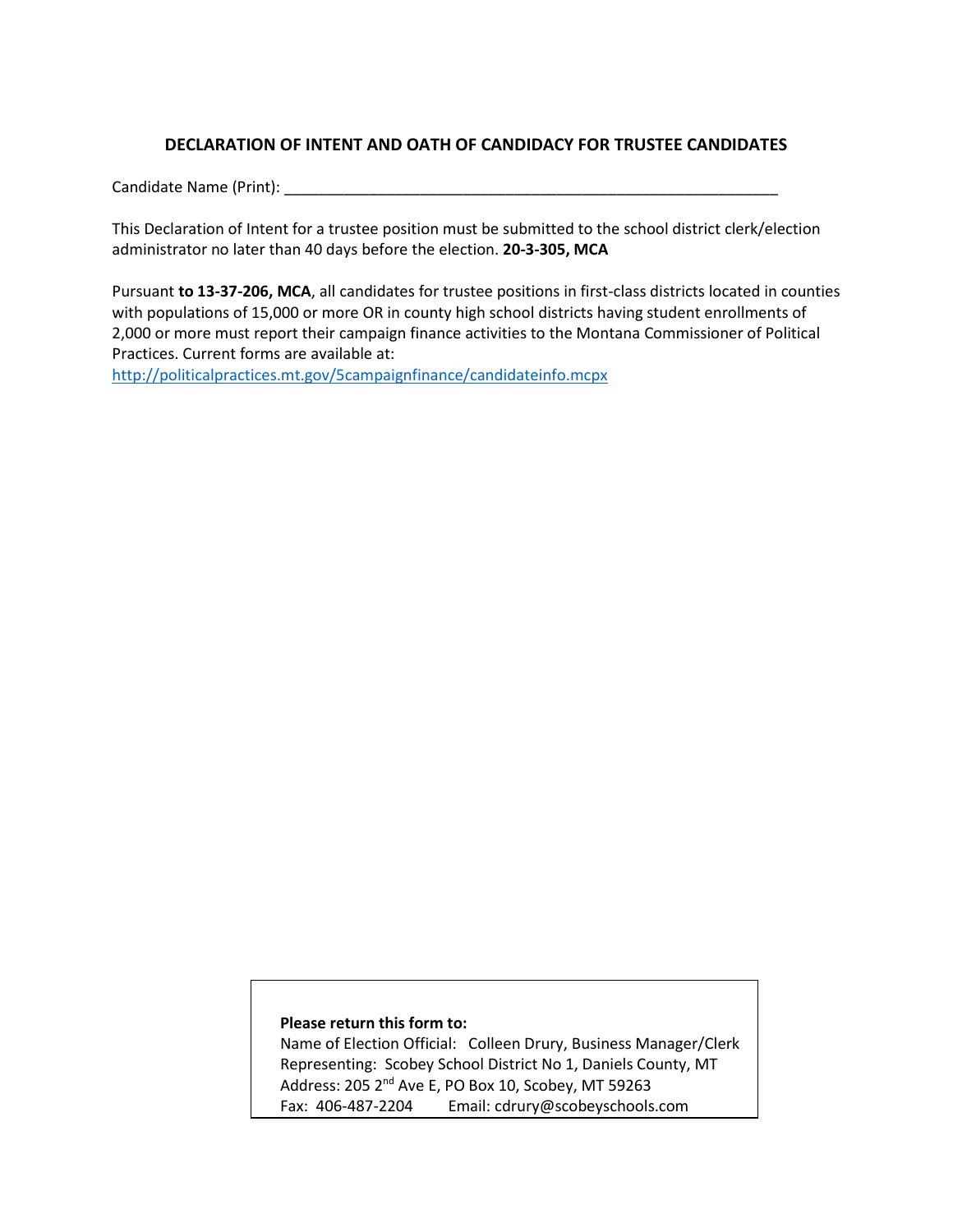## DECLARATION OF INTENT AND OATH OF CANDIDACY FOR TRUSTEE CANDIDATES

Candidate Name (Print): ___________________________________________________________

This Declaration of Intent for a trustee position must be submitted to the school district clerk/election administrator no later than 40 days before the election. **20-3-305, MCA**

Pursuant **to 13-37-206, MCA**, all candidates for trustee positions in first-class districts located in counties with populations of 15,000 or more OR in county high school districts having student enrollments of 2,000 or more must report their campaign finance activities to the Montana Commissioner of Political Practices. Current forms are available at:
[http://politicalpractices.mt.gov/5campaignfinance/candidateinfo.mcpx](http://politicalpractices.mt.gov/5campaignfinance/candidateinfo.mcpx)

**Please return this form to:**
Name of Election Official: Colleen Drury, Business Manager/Clerk
Representing: Scobey School District No 1, Daniels County, MT
Address: 205 2nd Ave E, PO Box 10, Scobey, MT 59263
Fax: 406-487-2204 Email: cdrury@scobeyschools.com